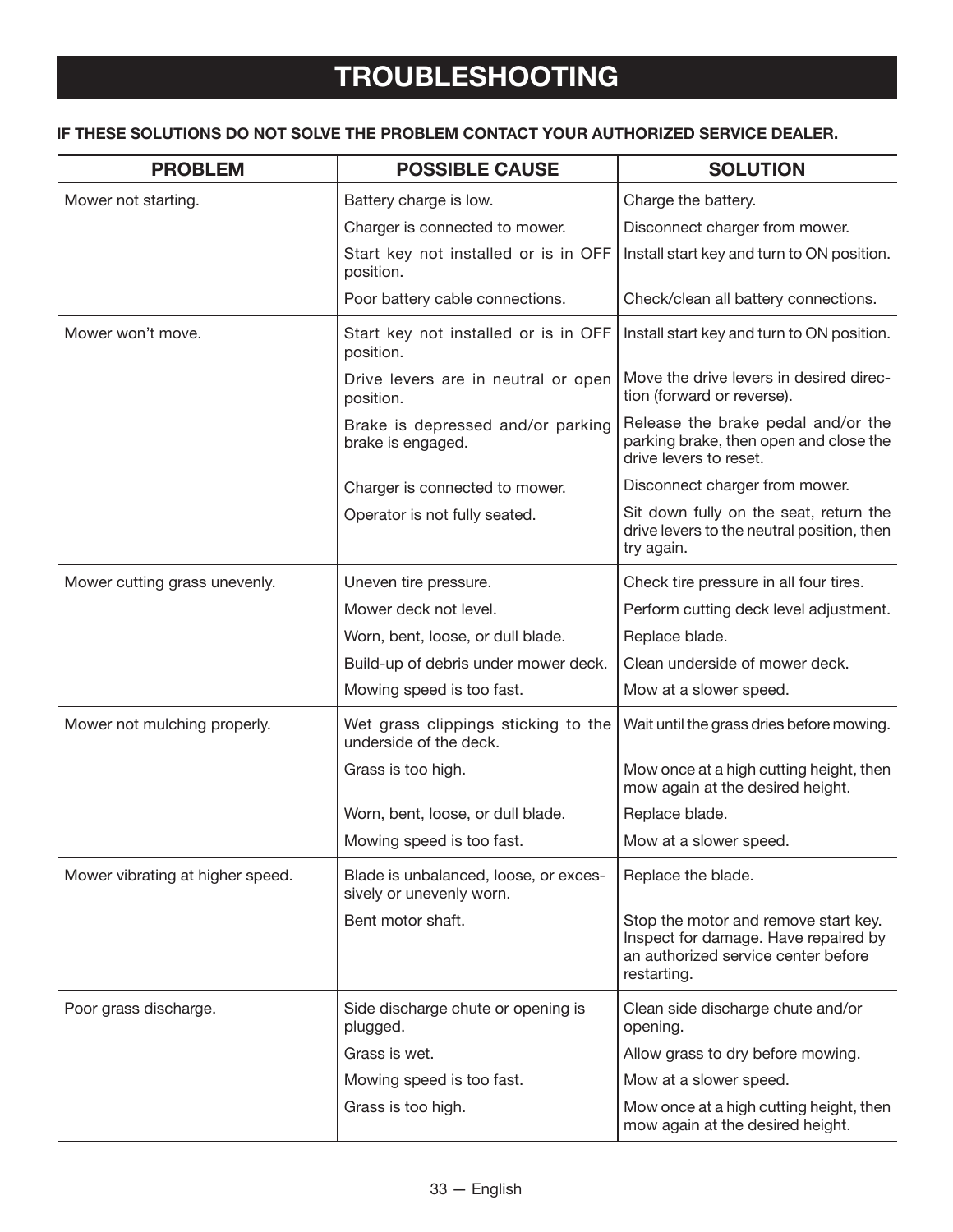# TROUBLESHOOTING

**IF THESE SOLUTIONS DO NOT SOLVE THE PROBLEM CONTACT YOUR AUTHORIZED SERVICE DEALER.**

| PROBLEM | POSSIBLE CAUSE | SOLUTION |
|---|---|---|
| Mower not starting. | Battery charge is low. | Charge the battery. |
| | Charger is connected to mower. | Disconnect charger from mower. |
| | Start key not installed or is in OFF position. | Install start key and turn to ON position. |
| | Poor battery cable connections. | Check/clean all battery connections. |
| Mower won't move. | Start key not installed or is in OFF position. | Install start key and turn to ON position. |
| | Drive levers are in neutral or open position. | Move the drive levers in desired direction (forward or reverse). |
| | Brake is depressed and/or parking brake is engaged. | Release the brake pedal and/or the parking brake, then open and close the drive levers to reset. |
| | Charger is connected to mower. | Disconnect charger from mower. |
| | Operator is not fully seated. | Sit down fully on the seat, return the drive levers to the neutral position, then try again. |
| Mower cutting grass unevenly. | Uneven tire pressure. | Check tire pressure in all four tires. |
| | Mower deck not level. | Perform cutting deck level adjustment. |
| | Worn, bent, loose, or dull blade. | Replace blade. |
| | Build-up of debris under mower deck. | Clean underside of mower deck. |
| | Mowing speed is too fast. | Mow at a slower speed. |
| Mower not mulching properly. | Wet grass clippings sticking to the underside of the deck. | Wait until the grass dries before mowing. |
| | Grass is too high. | Mow once at a high cutting height, then mow again at the desired height. |
| | Worn, bent, loose, or dull blade. | Replace blade. |
| | Mowing speed is too fast. | Mow at a slower speed. |
| Mower vibrating at higher speed. | Blade is unbalanced, loose, or excessively or unevenly worn. | Replace the blade. |
| | Bent motor shaft. | Stop the motor and remove start key. Inspect for damage. Have repaired by an authorized service center before restarting. |
| Poor grass discharge. | Side discharge chute or opening is plugged. | Clean side discharge chute and/or opening. |
| | Grass is wet. | Allow grass to dry before mowing. |
| | Mowing speed is too fast. | Mow at a slower speed. |
| | Grass is too high. | Mow once at a high cutting height, then mow again at the desired height. |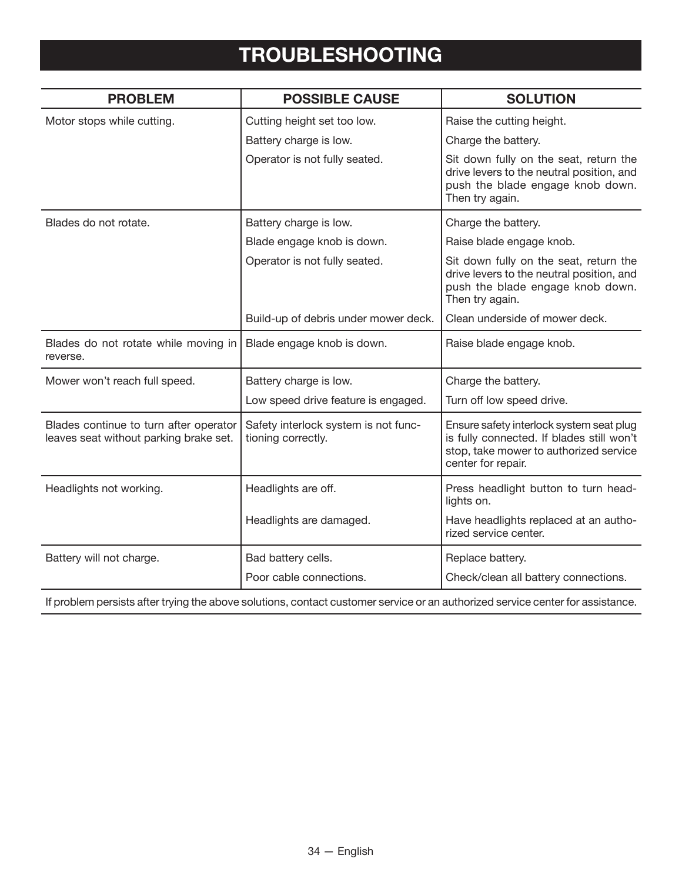# TROUBLESHOOTING

| PROBLEM | POSSIBLE CAUSE | SOLUTION |
|---|---|---|
| Motor stops while cutting. | Cutting height set too low. | Raise the cutting height. |
| | Battery charge is low. | Charge the battery. |
| | Operator is not fully seated. | Sit down fully on the seat, return the drive levers to the neutral position, and push the blade engage knob down. Then try again. |
| Blades do not rotate. | Battery charge is low. | Charge the battery. |
| | Blade engage knob is down. | Raise blade engage knob. |
| | Operator is not fully seated. | Sit down fully on the seat, return the drive levers to the neutral position, and push the blade engage knob down. Then try again. |
| | Build-up of debris under mower deck. | Clean underside of mower deck. |
| Blades do not rotate while moving in reverse. | Blade engage knob is down. | Raise blade engage knob. |
| Mower won't reach full speed. | Battery charge is low. | Charge the battery. |
| | Low speed drive feature is engaged. | Turn off low speed drive. |
| Blades continue to turn after operator leaves seat without parking brake set. | Safety interlock system is not functioning correctly. | Ensure safety interlock system seat plug is fully connected. If blades still won't stop, take mower to authorized service center for repair. |
| Headlights not working. | Headlights are off. | Press headlight button to turn headlights on. |
| | Headlights are damaged. | Have headlights replaced at an authorized service center. |
| Battery will not charge. | Bad battery cells. | Replace battery. |
| | Poor cable connections. | Check/clean all battery connections. |

If problem persists after trying the above solutions, contact customer service or an authorized service center for assistance.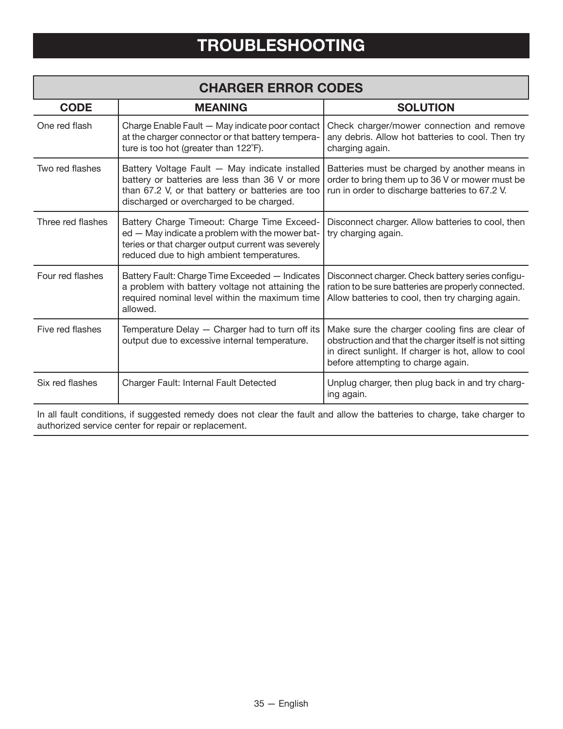# TROUBLESHOOTING

## CHARGER ERROR CODES

| CODE | MEANING | SOLUTION |
| --- | --- | --- |
| One red flash | Charge Enable Fault — May indicate poor contact at the charger connector or that battery temperature is too hot (greater than 122˚F). | Check charger/mower connection and remove any debris. Allow hot batteries to cool. Then try charging again. |
| Two red flashes | Battery Voltage Fault — May indicate installed battery or batteries are less than 36 V or more than 67.2 V, or that battery or batteries are too discharged or overcharged to be charged. | Batteries must be charged by another means in order to bring them up to 36 V or mower must be run in order to discharge batteries to 67.2 V. |
| Three red flashes | Battery Charge Timeout: Charge Time Exceeded — May indicate a problem with the mower batteries or that charger output current was severely reduced due to high ambient temperatures. | Disconnect charger. Allow batteries to cool, then try charging again. |
| Four red flashes | Battery Fault: Charge Time Exceeded — Indicates a problem with battery voltage not attaining the required nominal level within the maximum time allowed. | Disconnect charger. Check battery series configuration to be sure batteries are properly connected. Allow batteries to cool, then try charging again. |
| Five red flashes | Temperature Delay — Charger had to turn off its output due to excessive internal temperature. | Make sure the charger cooling fins are clear of obstruction and that the charger itself is not sitting in direct sunlight. If charger is hot, allow to cool before attempting to charge again. |
| Six red flashes | Charger Fault: Internal Fault Detected | Unplug charger, then plug back in and try charging again. |

In all fault conditions, if suggested remedy does not clear the fault and allow the batteries to charge, take charger to authorized service center for repair or replacement.